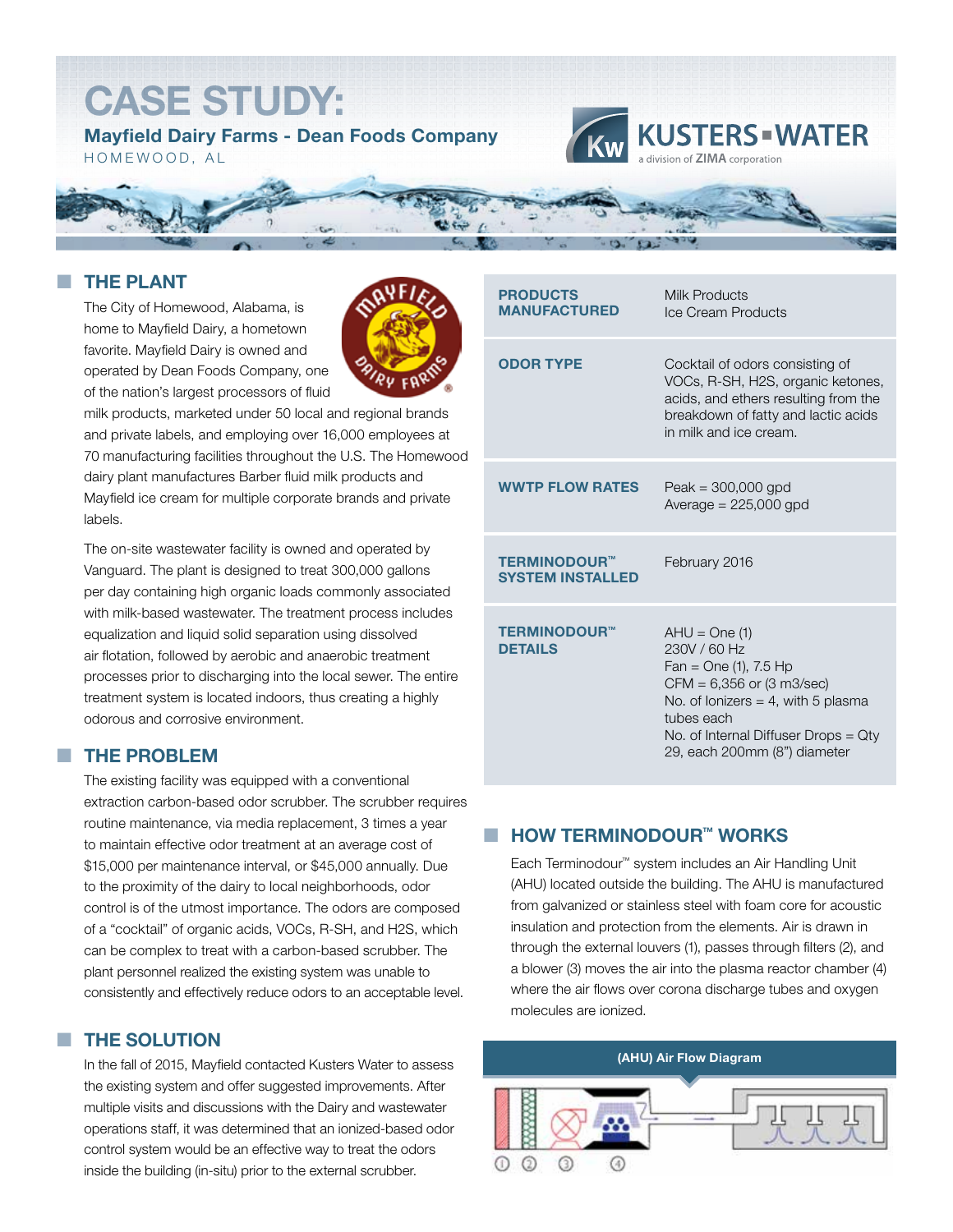# CASE STUDY:

**Mayfield Dairy Farms - Dean Foods Company**

HOMEWOOD, AL

KUSTERS WATER

a division of ZIMA corporation

## THE PLANT

The City of Homewood, Alabama, is home to Mayfield Dairy, a hometown favorite. Mayfield Dairy is owned and operated by Dean Foods Company, one of the nation's largest processors of fluid milk products, marketed under 50 local and regional brands and private labels, and employing over 16,000 employees at 70 manufacturing facilities throughout the U.S. The Homewood dairy plant manufactures Barber fluid milk products and Mayfield ice cream for multiple corporate brands and private labels.

The on-site wastewater facility is owned and operated by Vanguard. The plant is designed to treat 300,000 gallons per day containing high organic loads commonly associated with milk-based wastewater. The treatment process includes equalization and liquid solid separation using dissolved air flotation, followed by aerobic and anaerobic treatment processes prior to discharging into the local sewer. The entire treatment system is located indoors, thus creating a highly odorous and corrosive environment.

## THE PROBLEM

The existing facility was equipped with a conventional extraction carbon-based odor scrubber. The scrubber requires routine maintenance, via media replacement, 3 times a year to maintain effective odor treatment at an average cost of $15,000 per maintenance interval, or $45,000 annually. Due to the proximity of the dairy to local neighborhoods, odor control is of the utmost importance. The odors are composed of a "cocktail" of organic acids, VOCs, R-SH, and H2S, which can be complex to treat with a carbon-based scrubber. The plant personnel realized the existing system was unable to consistently and effectively reduce odors to an acceptable level.

## THE SOLUTION

In the fall of 2015, Mayfield contacted Kusters Water to assess the existing system and offer suggested improvements. After multiple visits and discussions with the Dairy and wastewater operations staff, it was determined that an ionized-based odor control system would be an effective way to treat the odors inside the building (in-situ) prior to the external scrubber.

| | |
|---|---|
| **PRODUCTS MANUFACTURED** | Milk Products<br>Ice Cream Products |
| **ODOR TYPE** | Cocktail of odors consisting of VOCs, R-SH, H2S, organic ketones, acids, and ethers resulting from the breakdown of fatty and lactic acids in milk and ice cream. |
| **WWTP FLOW RATES** | Peak = 300,000 gpd<br>Average = 225,000 gpd |
| **TERMINODOUR™ SYSTEM INSTALLED** | February 2016 |
| **TERMINODOUR™ DETAILS** | AHU = One (1)<br>230V / 60 Hz<br>Fan = One (1), 7.5 Hp<br>CFM = 6,356 or (3 m3/sec)<br>No. of Ionizers = 4, with 5 plasma tubes each<br>No. of Internal Diffuser Drops = Qty 29, each 200mm (8") diameter |

## HOW TERMINODOUR™ WORKS

Each Terminodour™ system includes an Air Handling Unit (AHU) located outside the building. The AHU is manufactured from galvanized or stainless steel with foam core for acoustic insulation and protection from the elements. Air is drawn in through the external louvers (1), passes through filters (2), and a blower (3) moves the air into the plasma reactor chamber (4) where the air flows over corona discharge tubes and oxygen molecules are ionized.

(AHU) Air Flow Diagram

① ② ③ ④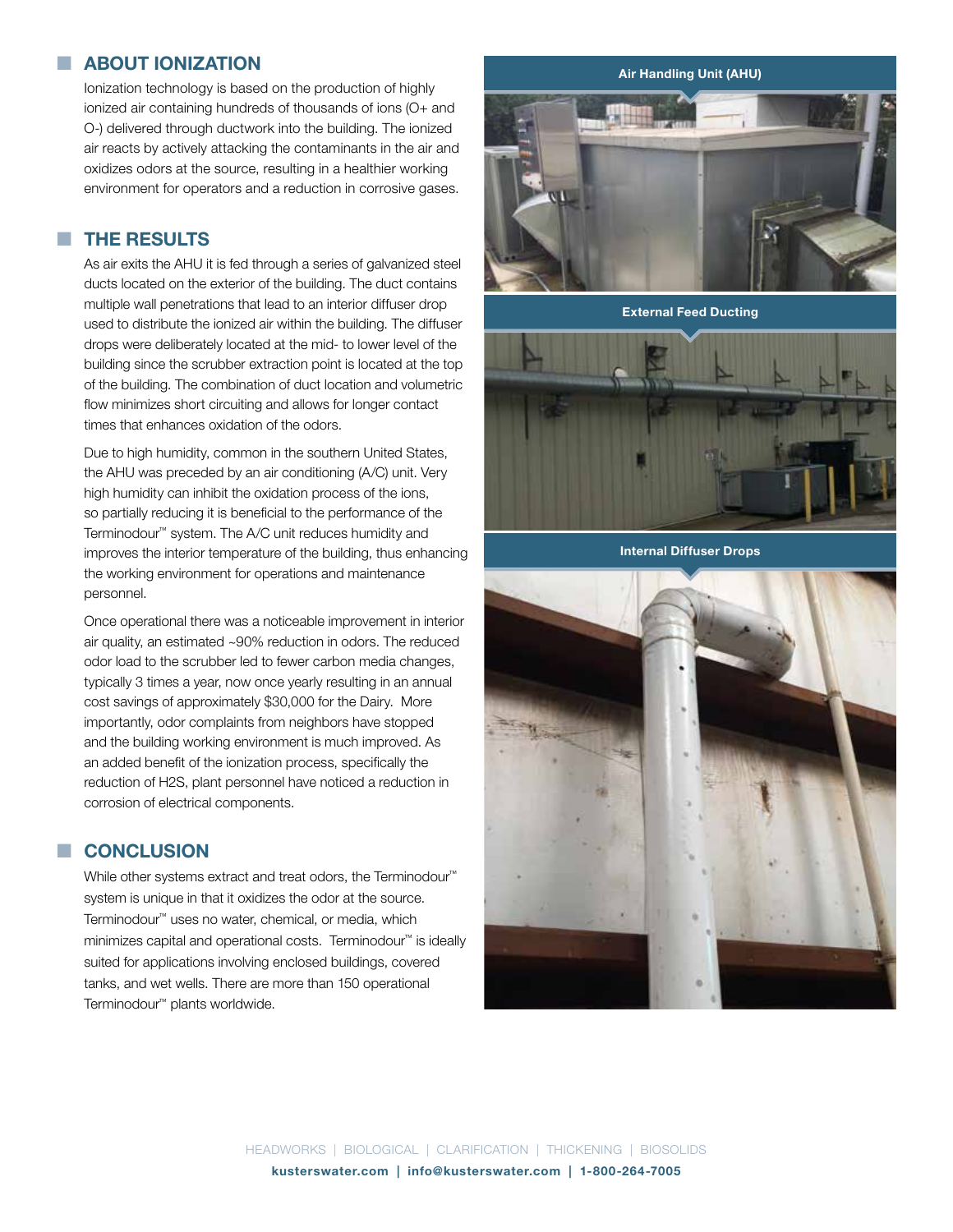## ABOUT IONIZATION

Ionization technology is based on the production of highly ionized air containing hundreds of thousands of ions (O+ and O-) delivered through ductwork into the building. The ionized air reacts by actively attacking the contaminants in the air and oxidizes odors at the source, resulting in a healthier working environment for operators and a reduction in corrosive gases.

## THE RESULTS

As air exits the AHU it is fed through a series of galvanized steel ducts located on the exterior of the building. The duct contains multiple wall penetrations that lead to an interior diffuser drop used to distribute the ionized air within the building. The diffuser drops were deliberately located at the mid- to lower level of the building since the scrubber extraction point is located at the top of the building. The combination of duct location and volumetric flow minimizes short circuiting and allows for longer contact times that enhances oxidation of the odors.

Due to high humidity, common in the southern United States, the AHU was preceded by an air conditioning (A/C) unit. Very high humidity can inhibit the oxidation process of the ions, so partially reducing it is beneficial to the performance of the Terminodour™ system. The A/C unit reduces humidity and improves the interior temperature of the building, thus enhancing the working environment for operations and maintenance personnel.

Once operational there was a noticeable improvement in interior air quality, an estimated ~90% reduction in odors. The reduced odor load to the scrubber led to fewer carbon media changes, typically 3 times a year, now once yearly resulting in an annual cost savings of approximately $30,000 for the Dairy. More importantly, odor complaints from neighbors have stopped and the building working environment is much improved. As an added benefit of the ionization process, specifically the reduction of $H_2S$, plant personnel have noticed a reduction in corrosion of electrical components.

## CONCLUSION

While other systems extract and treat odors, the Terminodour™ system is unique in that it oxidizes the odor at the source. Terminodour™ uses no water, chemical, or media, which minimizes capital and operational costs. Terminodour™ is ideally suited for applications involving enclosed buildings, covered tanks, and wet wells. There are more than 150 operational Terminodour™ plants worldwide.

Air Handling Unit (AHU)

External Feed Ducting

Internal Diffuser Drops

HEADWORKS | BIOLOGICAL | CLARIFICATION | THICKENING | BIOSOLIDS

**kusterswater.com | info@kusterswater.com | 1-800-264-7005**